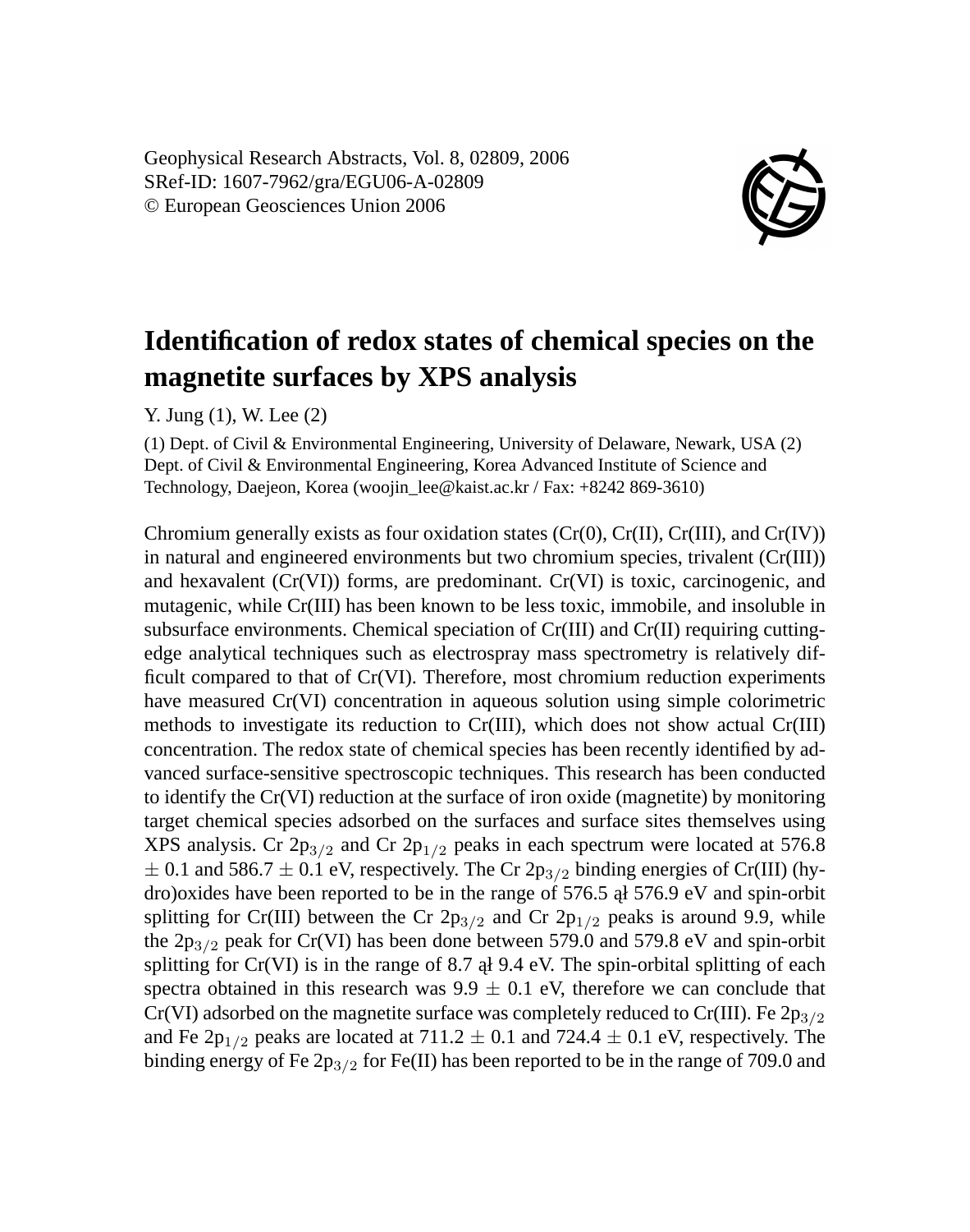Geophysical Research Abstracts, Vol. 8, 02809, 2006
SRef-ID: 1607-7962/gra/EGU06-A-02809
© European Geosciences Union 2006

# Identification of redox states of chemical species on the magnetite surfaces by XPS analysis

Y. Jung (1), W. Lee (2)

(1) Dept. of Civil & Environmental Engineering, University of Delaware, Newark, USA (2) Dept. of Civil & Environmental Engineering, Korea Advanced Institute of Science and Technology, Daejeon, Korea (woojin_lee@kaist.ac.kr / Fax: +8242 869-3610)

Chromium generally exists as four oxidation states (Cr(0), Cr(II), Cr(III), and Cr(IV)) in natural and engineered environments but two chromium species, trivalent (Cr(III)) and hexavalent (Cr(VI)) forms, are predominant. Cr(VI) is toxic, carcinogenic, and mutagenic, while Cr(III) has been known to be less toxic, immobile, and insoluble in subsurface environments. Chemical speciation of Cr(III) and Cr(II) requiring cutting-edge analytical techniques such as electrospray mass spectrometry is relatively difficult compared to that of Cr(VI). Therefore, most chromium reduction experiments have measured Cr(VI) concentration in aqueous solution using simple colorimetric methods to investigate its reduction to Cr(III), which does not show actual Cr(III) concentration. The redox state of chemical species has been recently identified by advanced surface-sensitive spectroscopic techniques. This research has been conducted to identify the Cr(VI) reduction at the surface of iron oxide (magnetite) by monitoring target chemical species adsorbed on the surfaces and surface sites themselves using XPS analysis. Cr $2p_{3/2}$ and Cr $2p_{1/2}$ peaks in each spectrum were located at 576.8 $\pm$ 0.1 and 586.7 $\pm$ 0.1 eV, respectively. The Cr $2p_{3/2}$ binding energies of Cr(III) (hydro)oxides have been reported to be in the range of 576.5 ął 576.9 eV and spin-orbit splitting for Cr(III) between the Cr $2p_{3/2}$ and Cr $2p_{1/2}$ peaks is around 9.9, while the $2p_{3/2}$ peak for Cr(VI) has been done between 579.0 and 579.8 eV and spin-orbit splitting for Cr(VI) is in the range of 8.7 ął 9.4 eV. The spin-orbital splitting of each spectra obtained in this research was 9.9 $\pm$ 0.1 eV, therefore we can conclude that Cr(VI) adsorbed on the magnetite surface was completely reduced to Cr(III). Fe $2p_{3/2}$ and Fe $2p_{1/2}$ peaks are located at 711.2 $\pm$ 0.1 and 724.4 $\pm$ 0.1 eV, respectively. The binding energy of Fe $2p_{3/2}$ for Fe(II) has been reported to be in the range of 709.0 and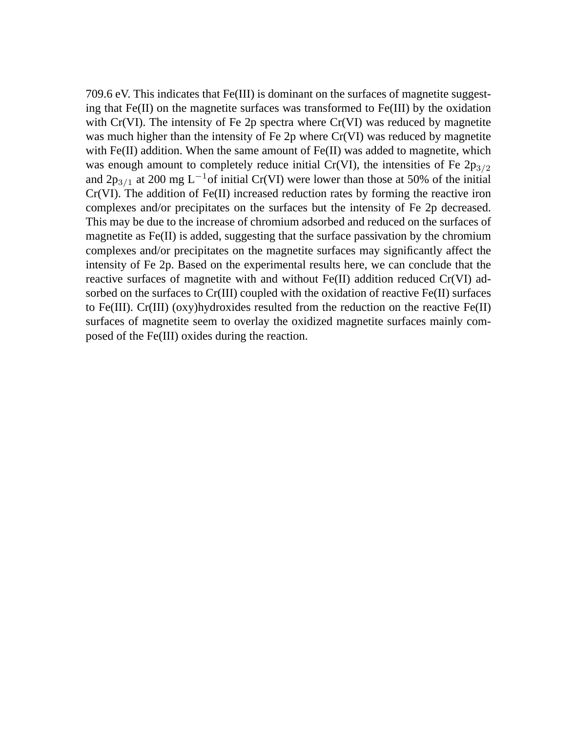709.6 eV. This indicates that Fe(III) is dominant on the surfaces of magnetite suggesting that Fe(II) on the magnetite surfaces was transformed to Fe(III) by the oxidation with Cr(VI). The intensity of Fe 2p spectra where Cr(VI) was reduced by magnetite was much higher than the intensity of Fe 2p where Cr(VI) was reduced by magnetite with Fe(II) addition. When the same amount of Fe(II) was added to magnetite, which was enough amount to completely reduce initial Cr(VI), the intensities of Fe $2p_{3/2}$ and $2p_{3/1}$ at 200 mg $L^{-1}$of initial Cr(VI) were lower than those at 50% of the initial Cr(VI). The addition of Fe(II) increased reduction rates by forming the reactive iron complexes and/or precipitates on the surfaces but the intensity of Fe 2p decreased. This may be due to the increase of chromium adsorbed and reduced on the surfaces of magnetite as Fe(II) is added, suggesting that the surface passivation by the chromium complexes and/or precipitates on the magnetite surfaces may significantly affect the intensity of Fe 2p. Based on the experimental results here, we can conclude that the reactive surfaces of magnetite with and without Fe(II) addition reduced Cr(VI) adsorbed on the surfaces to Cr(III) coupled with the oxidation of reactive Fe(II) surfaces to Fe(III). Cr(III) (oxy)hydroxides resulted from the reduction on the reactive Fe(II) surfaces of magnetite seem to overlay the oxidized magnetite surfaces mainly composed of the Fe(III) oxides during the reaction.